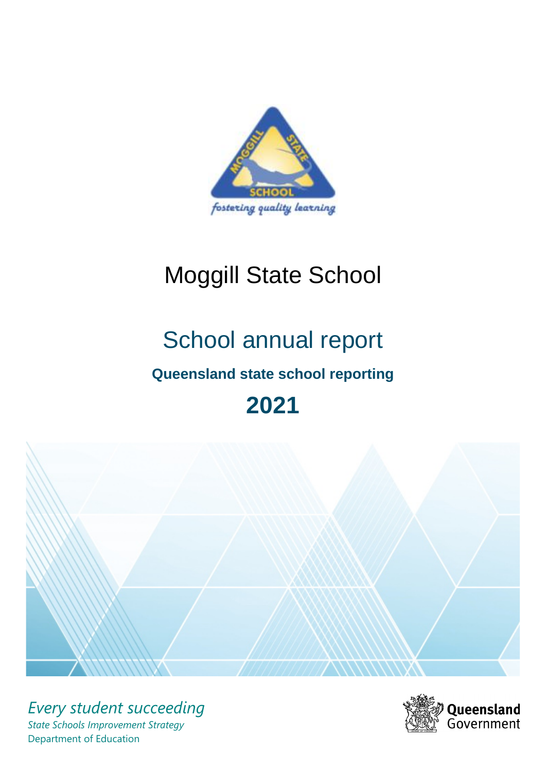# Moggill State School

## School annual report

**Queensland state school reporting**

**2021**

*Every student succeeding*

*State Schools Improvement Strategy*

Department of Education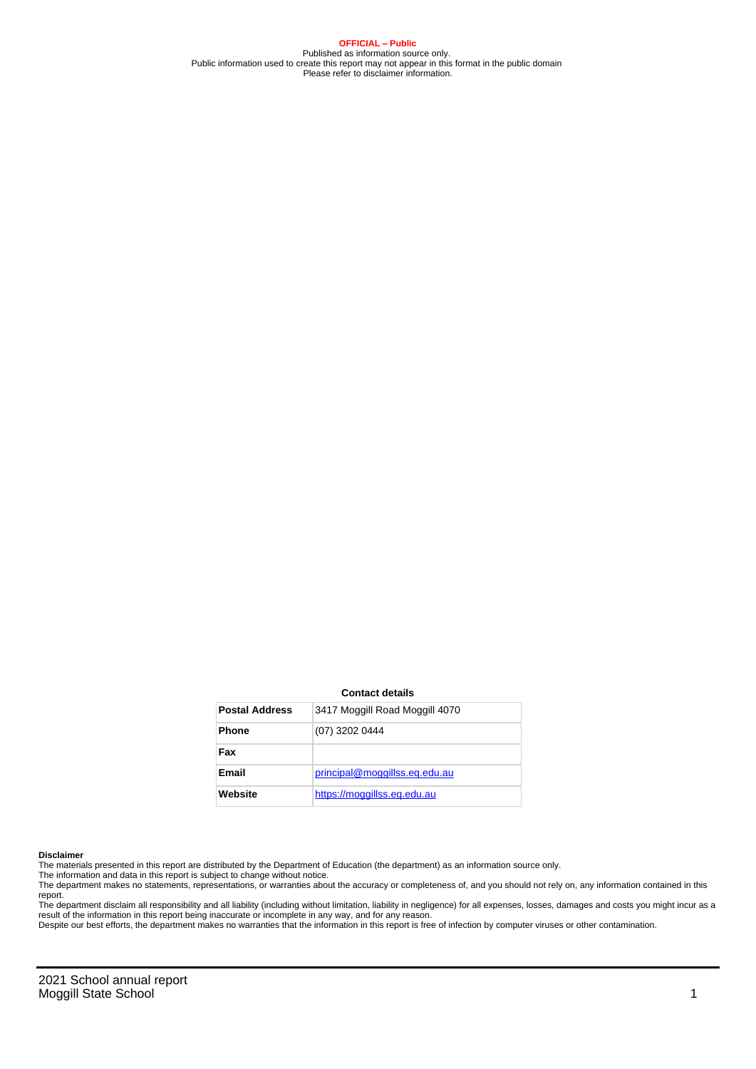**OFFICIAL – Public**

Published as information source only.
Public information used to create this report may not appear in this format in the public domain
Please refer to disclaimer information.

**Contact details**

| | |
|---|---|
| **Postal Address** | 3417 Moggill Road Moggill 4070 |
| **Phone** | (07) 3202 0444 |
| **Fax** | |
| **Email** | principal@moggillss.eq.edu.au |
| **Website** | https://moggillss.eq.edu.au |

**Disclaimer**

The materials presented in this report are distributed by the Department of Education (the department) as an information source only.

The information and data in this report is subject to change without notice.

The department makes no statements, representations, or warranties about the accuracy or completeness of, and you should not rely on, any information contained in this report.

The department disclaim all responsibility and all liability (including without limitation, liability in negligence) for all expenses, losses, damages and costs you might incur as a result of the information in this report being inaccurate or incomplete in any way, and for any reason.

Despite our best efforts, the department makes no warranties that the information in this report is free of infection by computer viruses or other contamination.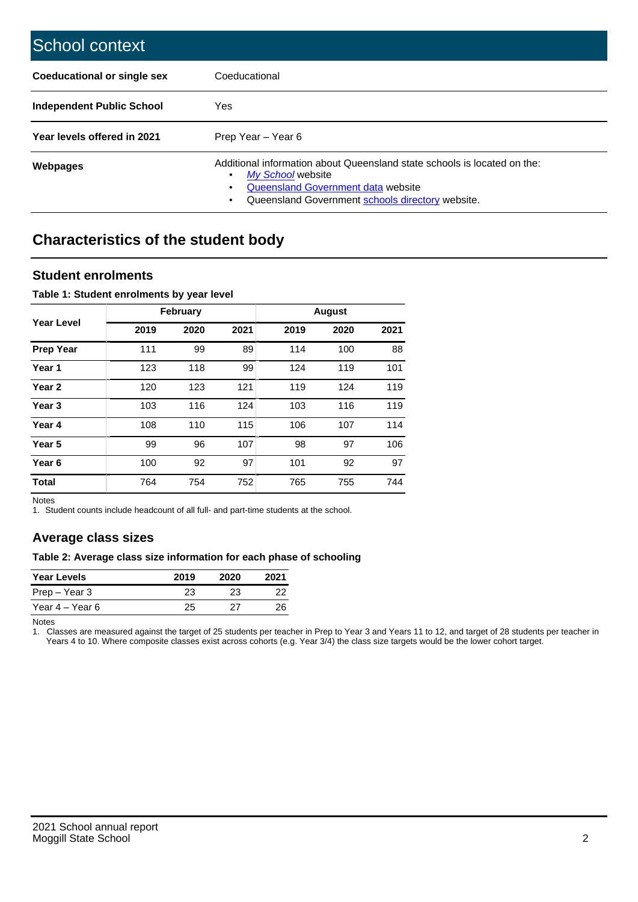# School context

| | |
|---|---|
| **Coeducational or single sex** | Coeducational |
| **Independent Public School** | Yes |
| **Year levels offered in 2021** | Prep Year – Year 6 |
| **Webpages** | Additional information about Queensland state schools is located on the: <br>• *My School* website<br>• Queensland Government data website<br>• Queensland Government schools directory website. |

## Characteristics of the student body

### Student enrolments

**Table 1: Student enrolments by year level**

| Year Level | February | | | August | | |
|---|---|---|---|---|---|---|
| | 2019 | 2020 | 2021 | 2019 | 2020 | 2021 |
| **Prep Year** | 111 | 99 | 89 | 114 | 100 | 88 |
| **Year 1** | 123 | 118 | 99 | 124 | 119 | 101 |
| **Year 2** | 120 | 123 | 121 | 119 | 124 | 119 |
| **Year 3** | 103 | 116 | 124 | 103 | 116 | 119 |
| **Year 4** | 108 | 110 | 115 | 106 | 107 | 114 |
| **Year 5** | 99 | 96 | 107 | 98 | 97 | 106 |
| **Year 6** | 100 | 92 | 97 | 101 | 92 | 97 |
| **Total** | 764 | 754 | 752 | 765 | 755 | 744 |

Notes
1. Student counts include headcount of all full- and part-time students at the school.

### Average class sizes

**Table 2: Average class size information for each phase of schooling**

| Year Levels | 2019 | 2020 | 2021 |
|---|---|---|---|
| Prep – Year 3 | 23 | 23 | 22 |
| Year 4 – Year 6 | 25 | 27 | 26 |

Notes
1. Classes are measured against the target of 25 students per teacher in Prep to Year 3 and Years 11 to 12, and target of 28 students per teacher in Years 4 to 10. Where composite classes exist across cohorts (e.g. Year 3/4) the class size targets would be the lower cohort target.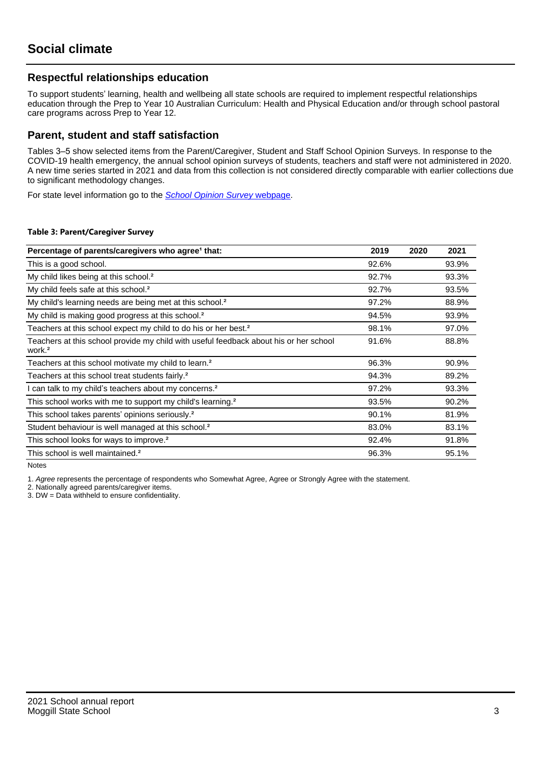# Social climate

## Respectful relationships education

To support students' learning, health and wellbeing all state schools are required to implement respectful relationships education through the Prep to Year 10 Australian Curriculum: Health and Physical Education and/or through school pastoral care programs across Prep to Year 12.

## Parent, student and staff satisfaction

Tables 3–5 show selected items from the Parent/Caregiver, Student and Staff School Opinion Surveys. In response to the COVID-19 health emergency, the annual school opinion surveys of students, teachers and staff were not administered in 2020. A new time series started in 2021 and data from this collection is not considered directly comparable with earlier collections due to significant methodology changes.

For state level information go to the *School Opinion Survey* webpage.

**Table 3: Parent/Caregiver Survey**

| Percentage of parents/caregivers who agree[1] that: | 2019 | 2020 | 2021 |
|---|---|---|---|
| This is a good school. | 92.6% | | 93.9% |
| My child likes being at this school.[2] | 92.7% | | 93.3% |
| My child feels safe at this school.[2] | 92.7% | | 93.5% |
| My child's learning needs are being met at this school.[2] | 97.2% | | 88.9% |
| My child is making good progress at this school.[2] | 94.5% | | 93.9% |
| Teachers at this school expect my child to do his or her best.[2] | 98.1% | | 97.0% |
| Teachers at this school provide my child with useful feedback about his or her school work.[2] | 91.6% | | 88.8% |
| Teachers at this school motivate my child to learn.[2] | 96.3% | | 90.9% |
| Teachers at this school treat students fairly.[2] | 94.3% | | 89.2% |
| I can talk to my child's teachers about my concerns.[2] | 97.2% | | 93.3% |
| This school works with me to support my child's learning.[2] | 93.5% | | 90.2% |
| This school takes parents' opinions seriously.[2] | 90.1% | | 81.9% |
| Student behaviour is well managed at this school.[2] | 83.0% | | 83.1% |
| This school looks for ways to improve.[2] | 92.4% | | 91.8% |
| This school is well maintained.[2] | 96.3% | | 95.1% |

Notes

1. *Agree* represents the percentage of respondents who Somewhat Agree, Agree or Strongly Agree with the statement.
2. Nationally agreed parents/caregiver items.
3. DW = Data withheld to ensure confidentiality.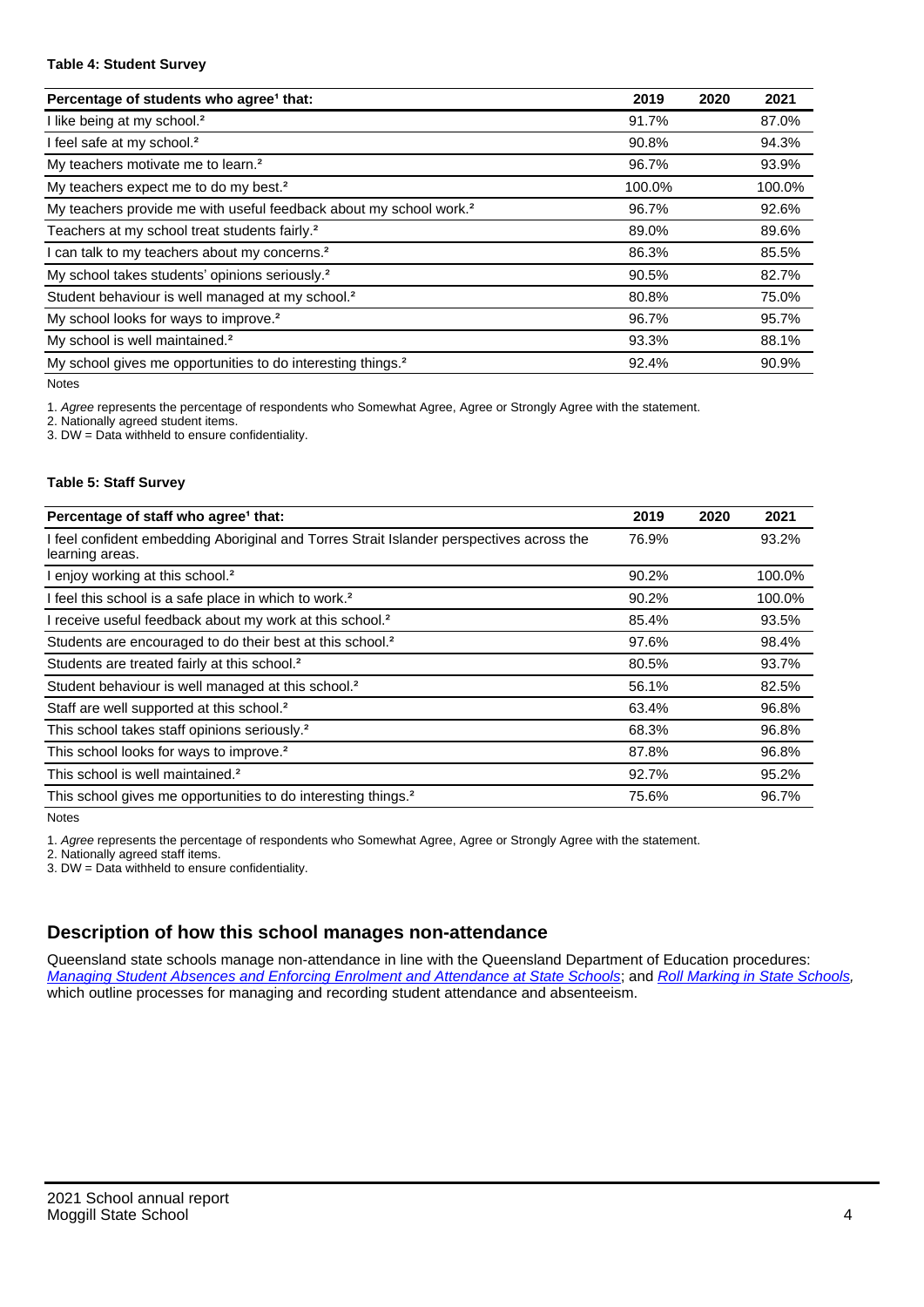**Table 4: Student Survey**

| Percentage of students who agree[1] that: | 2019 | 2020 | 2021 |
|---|---|---|---|
| I like being at my school.[2] | 91.7% | | 87.0% |
| I feel safe at my school.[2] | 90.8% | | 94.3% |
| My teachers motivate me to learn.[2] | 96.7% | | 93.9% |
| My teachers expect me to do my best.[2] | 100.0% | | 100.0% |
| My teachers provide me with useful feedback about my school work.[2] | 96.7% | | 92.6% |
| Teachers at my school treat students fairly.[2] | 89.0% | | 89.6% |
| I can talk to my teachers about my concerns.[2] | 86.3% | | 85.5% |
| My school takes students' opinions seriously.[2] | 90.5% | | 82.7% |
| Student behaviour is well managed at my school.[2] | 80.8% | | 75.0% |
| My school looks for ways to improve.[2] | 96.7% | | 95.7% |
| My school is well maintained.[2] | 93.3% | | 88.1% |
| My school gives me opportunities to do interesting things.[2] | 92.4% | | 90.9% |

Notes

1. *Agree* represents the percentage of respondents who Somewhat Agree, Agree or Strongly Agree with the statement.
2. Nationally agreed student items.
3. DW = Data withheld to ensure confidentiality.

**Table 5: Staff Survey**

| Percentage of staff who agree[1] that: | 2019 | 2020 | 2021 |
|---|---|---|---|
| I feel confident embedding Aboriginal and Torres Strait Islander perspectives across the learning areas. | 76.9% | | 93.2% |
| I enjoy working at this school.[2] | 90.2% | | 100.0% |
| I feel this school is a safe place in which to work.[2] | 90.2% | | 100.0% |
| I receive useful feedback about my work at this school.[2] | 85.4% | | 93.5% |
| Students are encouraged to do their best at this school.[2] | 97.6% | | 98.4% |
| Students are treated fairly at this school.[2] | 80.5% | | 93.7% |
| Student behaviour is well managed at this school.[2] | 56.1% | | 82.5% |
| Staff are well supported at this school.[2] | 63.4% | | 96.8% |
| This school takes staff opinions seriously.[2] | 68.3% | | 96.8% |
| This school looks for ways to improve.[2] | 87.8% | | 96.8% |
| This school is well maintained.[2] | 92.7% | | 95.2% |
| This school gives me opportunities to do interesting things.[2] | 75.6% | | 96.7% |

Notes

1. *Agree* represents the percentage of respondents who Somewhat Agree, Agree or Strongly Agree with the statement.
2. Nationally agreed staff items.
3. DW = Data withheld to ensure confidentiality.

## Description of how this school manages non-attendance

Queensland state schools manage non-attendance in line with the Queensland Department of Education procedures: *Managing Student Absences and Enforcing Enrolment and Attendance at State Schools*; and *Roll Marking in State Schools*, which outline processes for managing and recording student attendance and absenteeism.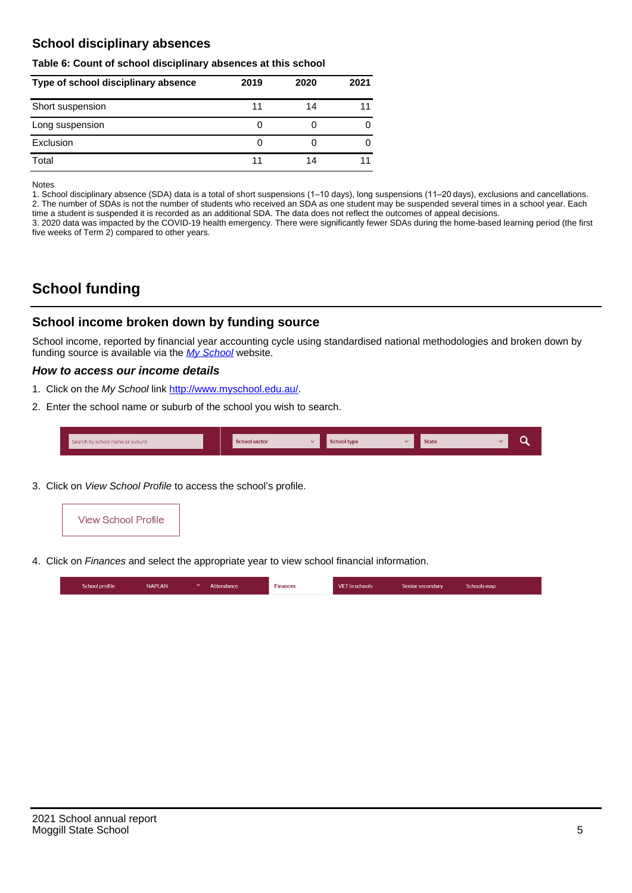## School disciplinary absences

**Table 6: Count of school disciplinary absences at this school**

| Type of school disciplinary absence | 2019 | 2020 | 2021 |
|---|---|---|---|
| Short suspension | 11 | 14 | 11 |
| Long suspension | 0 | 0 | 0 |
| Exclusion | 0 | 0 | 0 |
| Total | 11 | 14 | 11 |

Notes

1. School disciplinary absence (SDA) data is a total of short suspensions (1–10 days), long suspensions (11–20 days), exclusions and cancellations.
2. The number of SDAs is not the number of students who received an SDA as one student may be suspended several times in a school year. Each time a student is suspended it is recorded as an additional SDA. The data does not reflect the outcomes of appeal decisions.
3. 2020 data was impacted by the COVID-19 health emergency. There were significantly fewer SDAs during the home-based learning period (the first five weeks of Term 2) compared to other years.

# School funding

## School income broken down by funding source

School income, reported by financial year accounting cycle using standardised national methodologies and broken down by funding source is available via the *My School* website.

### *How to access our income details*

1. Click on the *My School* link http://www.myschool.edu.au/.
2. Enter the school name or suburb of the school you wish to search.

   Search by school name or suburb | School sector | School type | State

3. Click on *View School Profile* to access the school's profile.

   View School Profile

4. Click on *Finances* and select the appropriate year to view school financial information.

   School profile | NAPLAN | Attendance | Finances | VET in schools | Senior secondary | Schools map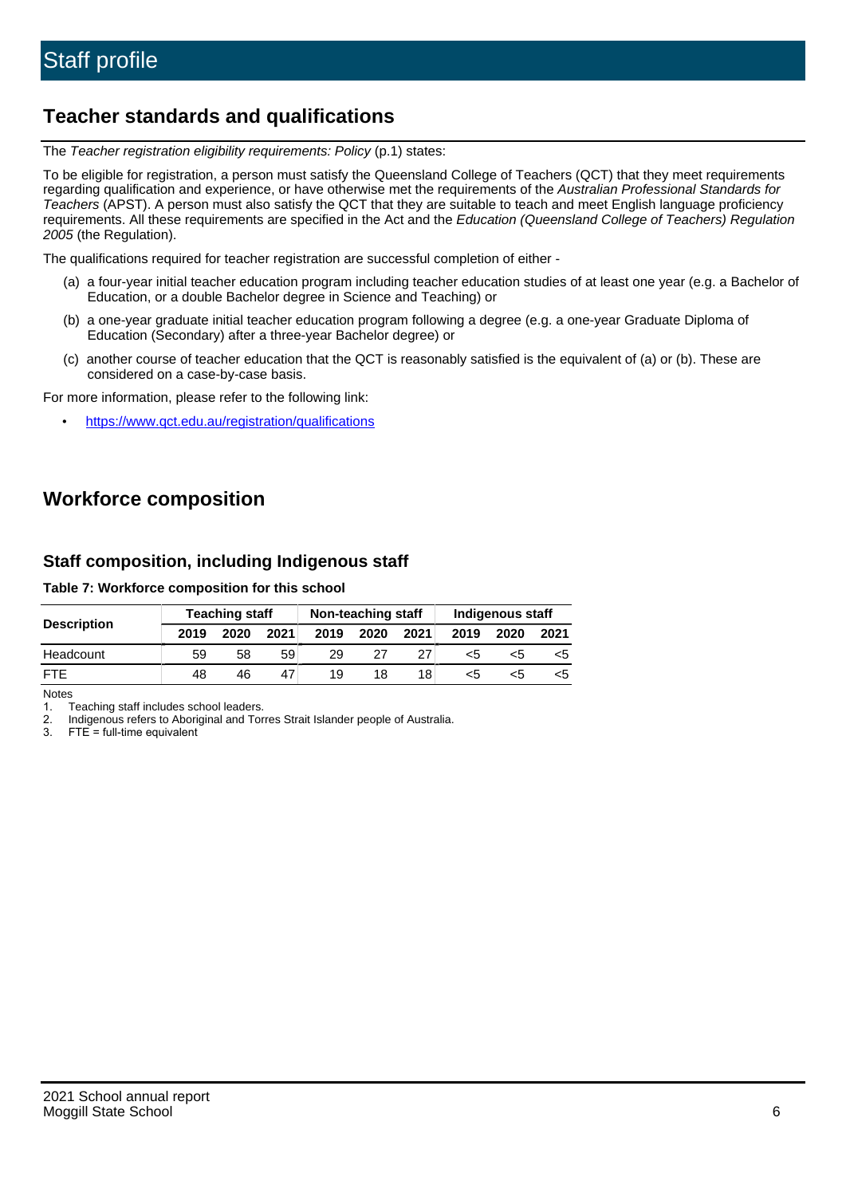# Staff profile

## Teacher standards and qualifications

The *Teacher registration eligibility requirements: Policy* (p.1) states:

To be eligible for registration, a person must satisfy the Queensland College of Teachers (QCT) that they meet requirements regarding qualification and experience, or have otherwise met the requirements of the *Australian Professional Standards for Teachers* (APST). A person must also satisfy the QCT that they are suitable to teach and meet English language proficiency requirements. All these requirements are specified in the Act and the *Education (Queensland College of Teachers) Regulation 2005* (the Regulation).

The qualifications required for teacher registration are successful completion of either -

(a) a four-year initial teacher education program including teacher education studies of at least one year (e.g. a Bachelor of Education, or a double Bachelor degree in Science and Teaching) or

(b) a one-year graduate initial teacher education program following a degree (e.g. a one-year Graduate Diploma of Education (Secondary) after a three-year Bachelor degree) or

(c) another course of teacher education that the QCT is reasonably satisfied is the equivalent of (a) or (b). These are considered on a case-by-case basis.

For more information, please refer to the following link:

- https://www.qct.edu.au/registration/qualifications

## Workforce composition

### Staff composition, including Indigenous staff

**Table 7: Workforce composition for this school**

| Description | Teaching staff | | | Non-teaching staff | | | Indigenous staff | | |
|---|---|---|---|---|---|---|---|---|---|
| | 2019 | 2020 | 2021 | 2019 | 2020 | 2021 | 2019 | 2020 | 2021 |
| Headcount | 59 | 58 | 59 | 29 | 27 | 27 | <5 | <5 | <5 |
| FTE | 48 | 46 | 47 | 19 | 18 | 18 | <5 | <5 | <5 |

Notes

1. Teaching staff includes school leaders.
2. Indigenous refers to Aboriginal and Torres Strait Islander people of Australia.
3. FTE = full-time equivalent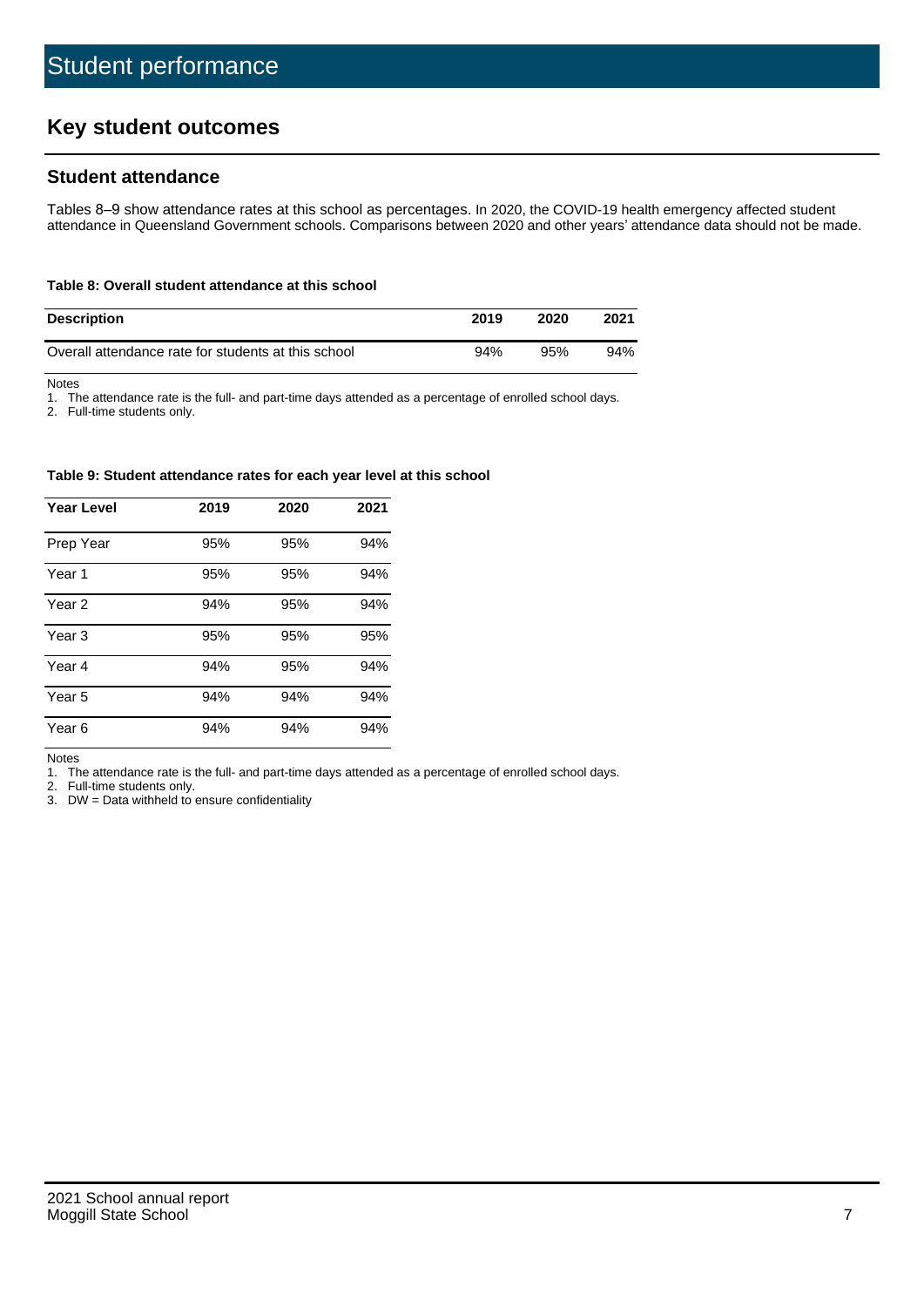# Student performance

## Key student outcomes

### Student attendance

Tables 8–9 show attendance rates at this school as percentages. In 2020, the COVID-19 health emergency affected student attendance in Queensland Government schools. Comparisons between 2020 and other years' attendance data should not be made.

**Table 8: Overall student attendance at this school**

| Description | 2019 | 2020 | 2021 |
|---|---|---|---|
| Overall attendance rate for students at this school | 94% | 95% | 94% |

Notes

1. The attendance rate is the full- and part-time days attended as a percentage of enrolled school days.
2. Full-time students only.

**Table 9: Student attendance rates for each year level at this school**

| Year Level | 2019 | 2020 | 2021 |
|---|---|---|---|
| Prep Year | 95% | 95% | 94% |
| Year 1 | 95% | 95% | 94% |
| Year 2 | 94% | 95% | 94% |
| Year 3 | 95% | 95% | 95% |
| Year 4 | 94% | 95% | 94% |
| Year 5 | 94% | 94% | 94% |
| Year 6 | 94% | 94% | 94% |

Notes

1. The attendance rate is the full- and part-time days attended as a percentage of enrolled school days.
2. Full-time students only.
3. DW = Data withheld to ensure confidentiality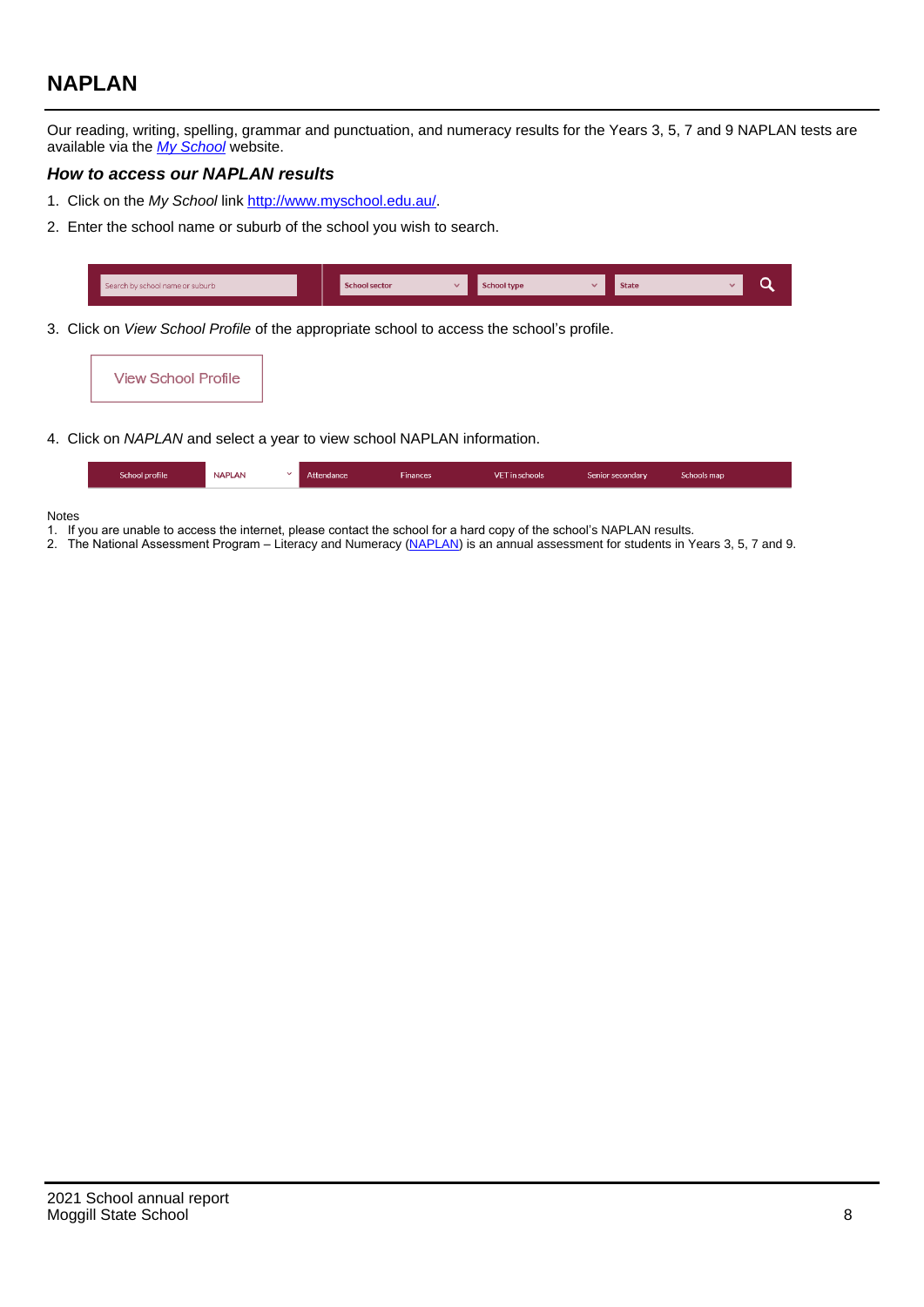## NAPLAN

Our reading, writing, spelling, grammar and punctuation, and numeracy results for the Years 3, 5, 7 and 9 NAPLAN tests are available via the [*My School*](http://www.myschool.edu.au/) website.

### *How to access our NAPLAN results*

1. Click on the *My School* link [http://www.myschool.edu.au/](http://www.myschool.edu.au/).
2. Enter the school name or suburb of the school you wish to search.

Search by school name or suburb | School sector | School type | State

3. Click on *View School Profile* of the appropriate school to access the school's profile.

View School Profile

4. Click on *NAPLAN* and select a year to view school NAPLAN information.

School profile | NAPLAN | Attendance | Finances | VET in schools | Senior secondary | Schools map

Notes

1. If you are unable to access the internet, please contact the school for a hard copy of the school's NAPLAN results.
2. The National Assessment Program – Literacy and Numeracy (NAPLAN) is an annual assessment for students in Years 3, 5, 7 and 9.